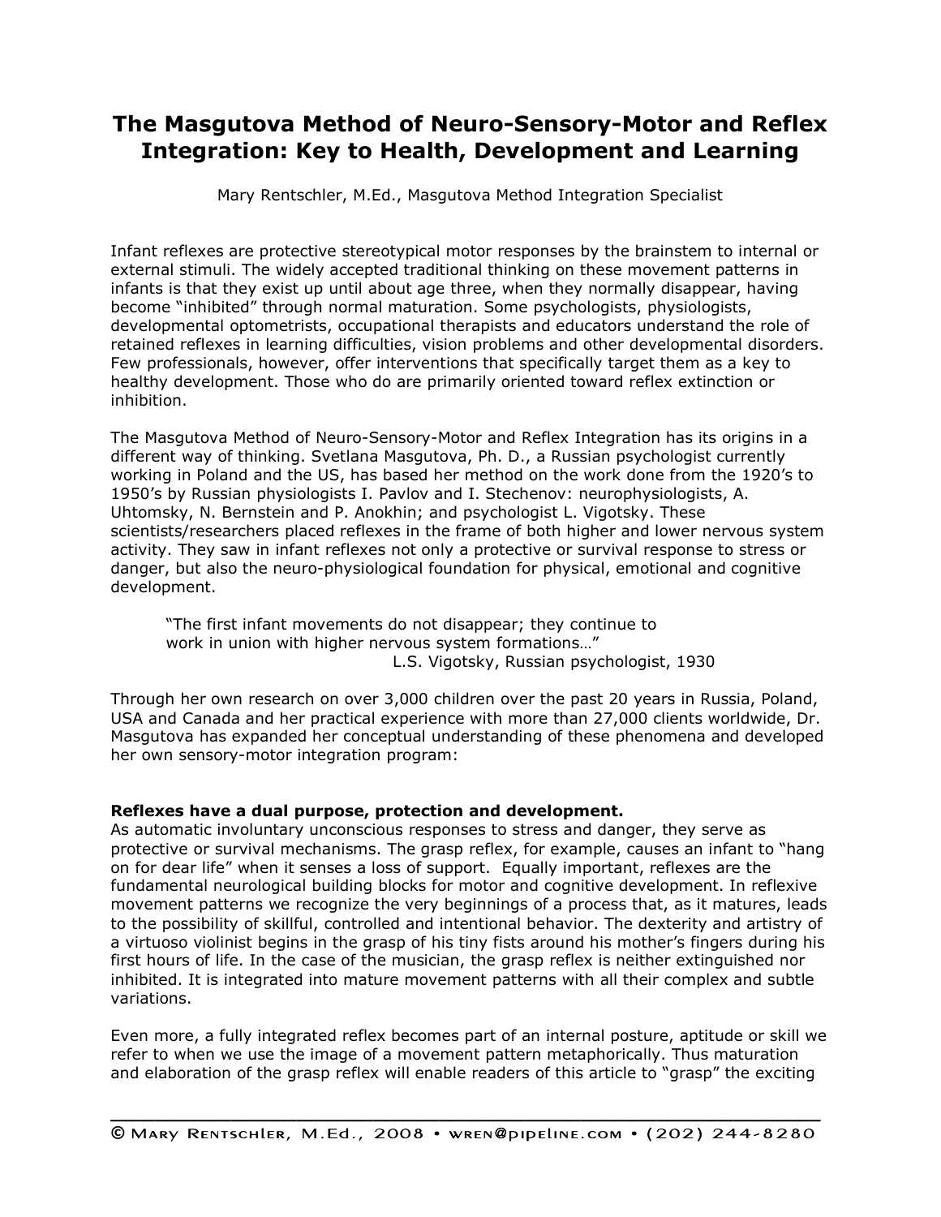# The Masgutova Method of Neuro-Sensory-Motor and Reflex Integration: Key to Health, Development and Learning

Mary Rentschler, M.Ed., Masgutova Method Integration Specialist

Infant reflexes are protective stereotypical motor responses by the brainstem to internal or external stimuli. The widely accepted traditional thinking on these movement patterns in infants is that they exist up until about age three, when they normally disappear, having become "inhibited" through normal maturation. Some psychologists, physiologists, developmental optometrists, occupational therapists and educators understand the role of retained reflexes in learning difficulties, vision problems and other developmental disorders. Few professionals, however, offer interventions that specifically target them as a key to healthy development. Those who do are primarily oriented toward reflex extinction or inhibition.

The Masgutova Method of Neuro-Sensory-Motor and Reflex Integration has its origins in a different way of thinking. Svetlana Masgutova, Ph. D., a Russian psychologist currently working in Poland and the US, has based her method on the work done from the 1920's to 1950's by Russian physiologists I. Pavlov and I. Stechenov: neurophysiologists, A. Uhtomsky, N. Bernstein and P. Anokhin; and psychologist L. Vigotsky. These scientists/researchers placed reflexes in the frame of both higher and lower nervous system activity. They saw in infant reflexes not only a protective or survival response to stress or danger, but also the neuro-physiological foundation for physical, emotional and cognitive development.

> "The first infant movements do not disappear; they continue to work in union with higher nervous system formations…"
>
> L.S. Vigotsky, Russian psychologist, 1930

Through her own research on over 3,000 children over the past 20 years in Russia, Poland, USA and Canada and her practical experience with more than 27,000 clients worldwide, Dr. Masgutova has expanded her conceptual understanding of these phenomena and developed her own sensory-motor integration program:

**Reflexes have a dual purpose, protection and development.**

As automatic involuntary unconscious responses to stress and danger, they serve as protective or survival mechanisms. The grasp reflex, for example, causes an infant to "hang on for dear life" when it senses a loss of support. Equally important, reflexes are the fundamental neurological building blocks for motor and cognitive development. In reflexive movement patterns we recognize the very beginnings of a process that, as it matures, leads to the possibility of skillful, controlled and intentional behavior. The dexterity and artistry of a virtuoso violinist begins in the grasp of his tiny fists around his mother's fingers during his first hours of life. In the case of the musician, the grasp reflex is neither extinguished nor inhibited. It is integrated into mature movement patterns with all their complex and subtle variations.

Even more, a fully integrated reflex becomes part of an internal posture, aptitude or skill we refer to when we use the image of a movement pattern metaphorically. Thus maturation and elaboration of the grasp reflex will enable readers of this article to "grasp" the exciting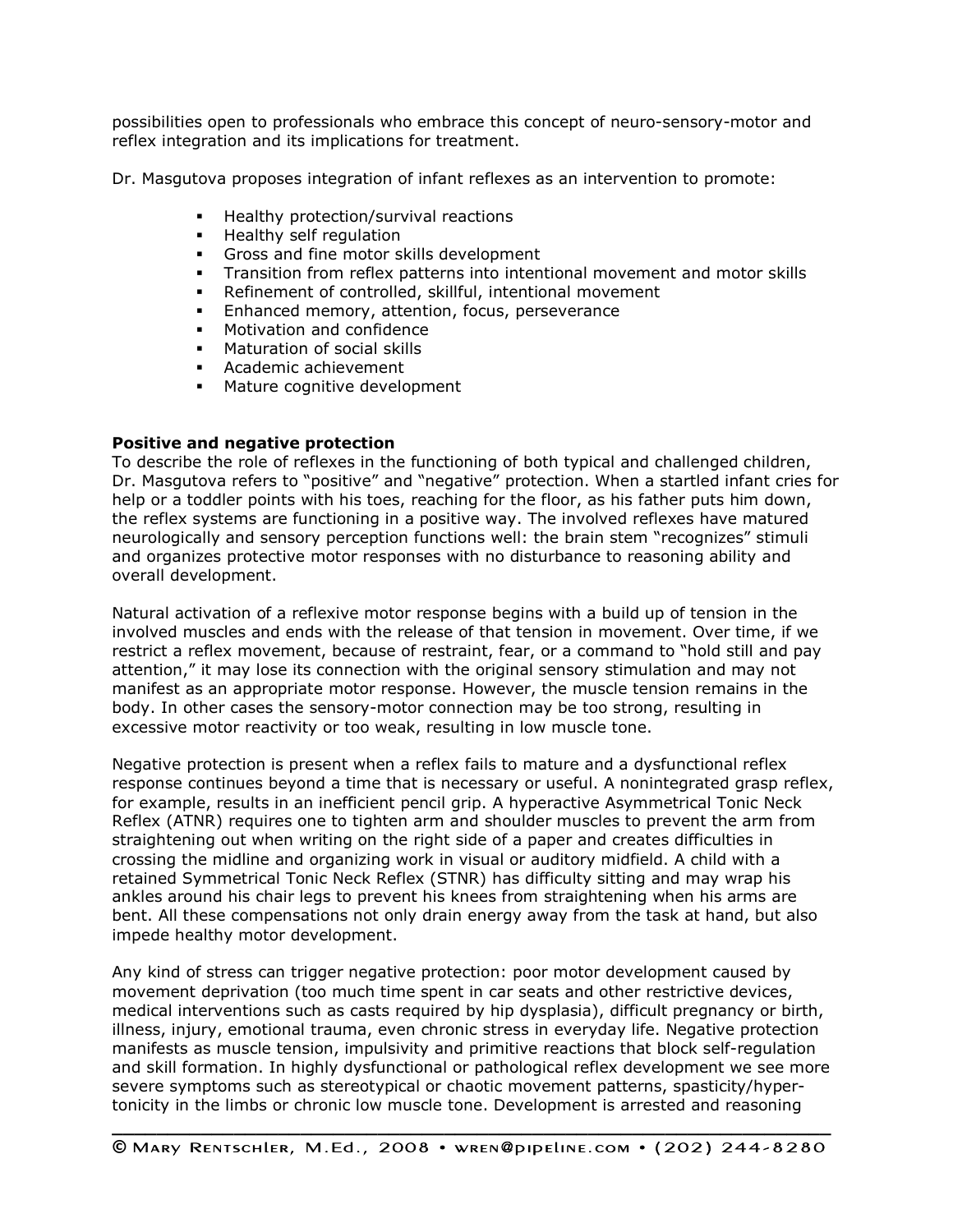possibilities open to professionals who embrace this concept of neuro-sensory-motor and reflex integration and its implications for treatment.

Dr. Masgutova proposes integration of infant reflexes as an intervention to promote:

- Healthy protection/survival reactions
- Healthy self regulation
- Gross and fine motor skills development
- Transition from reflex patterns into intentional movement and motor skills
- Refinement of controlled, skillful, intentional movement
- Enhanced memory, attention, focus, perseverance
- Motivation and confidence
- Maturation of social skills
- Academic achievement
- Mature cognitive development

**Positive and negative protection**

To describe the role of reflexes in the functioning of both typical and challenged children, Dr. Masgutova refers to "positive" and "negative" protection. When a startled infant cries for help or a toddler points with his toes, reaching for the floor, as his father puts him down, the reflex systems are functioning in a positive way. The involved reflexes have matured neurologically and sensory perception functions well: the brain stem "recognizes" stimuli and organizes protective motor responses with no disturbance to reasoning ability and overall development.

Natural activation of a reflexive motor response begins with a build up of tension in the involved muscles and ends with the release of that tension in movement. Over time, if we restrict a reflex movement, because of restraint, fear, or a command to "hold still and pay attention," it may lose its connection with the original sensory stimulation and may not manifest as an appropriate motor response. However, the muscle tension remains in the body. In other cases the sensory-motor connection may be too strong, resulting in excessive motor reactivity or too weak, resulting in low muscle tone.

Negative protection is present when a reflex fails to mature and a dysfunctional reflex response continues beyond a time that is necessary or useful. A nonintegrated grasp reflex, for example, results in an inefficient pencil grip. A hyperactive Asymmetrical Tonic Neck Reflex (ATNR) requires one to tighten arm and shoulder muscles to prevent the arm from straightening out when writing on the right side of a paper and creates difficulties in crossing the midline and organizing work in visual or auditory midfield. A child with a retained Symmetrical Tonic Neck Reflex (STNR) has difficulty sitting and may wrap his ankles around his chair legs to prevent his knees from straightening when his arms are bent. All these compensations not only drain energy away from the task at hand, but also impede healthy motor development.

Any kind of stress can trigger negative protection: poor motor development caused by movement deprivation (too much time spent in car seats and other restrictive devices, medical interventions such as casts required by hip dysplasia), difficult pregnancy or birth, illness, injury, emotional trauma, even chronic stress in everyday life. Negative protection manifests as muscle tension, impulsivity and primitive reactions that block self-regulation and skill formation. In highly dysfunctional or pathological reflex development we see more severe symptoms such as stereotypical or chaotic movement patterns, spasticity/hyper-tonicity in the limbs or chronic low muscle tone. Development is arrested and reasoning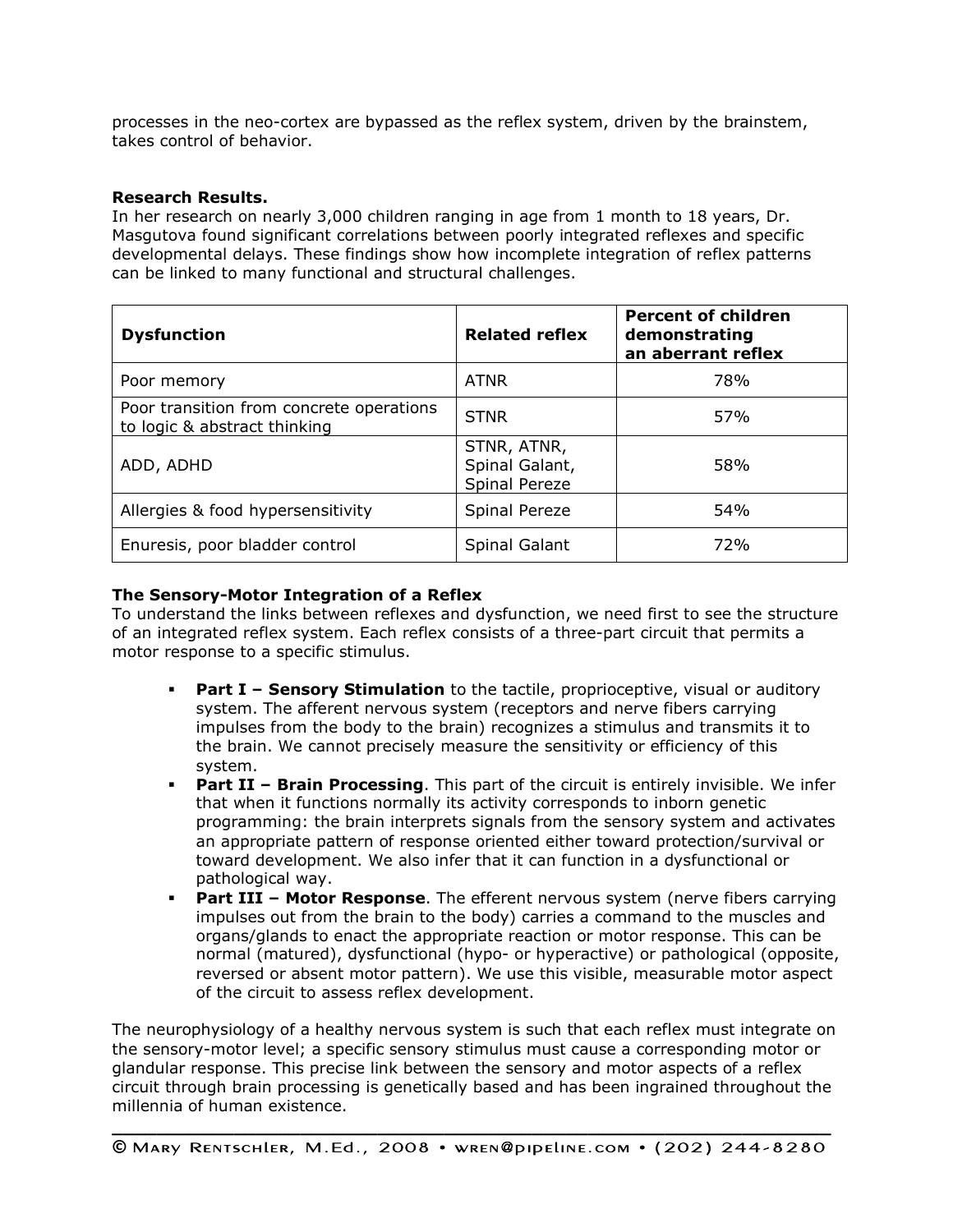processes in the neo-cortex are bypassed as the reflex system, driven by the brainstem, takes control of behavior.

**Research Results.**

In her research on nearly 3,000 children ranging in age from 1 month to 18 years, Dr. Masgutova found significant correlations between poorly integrated reflexes and specific developmental delays. These findings show how incomplete integration of reflex patterns can be linked to many functional and structural challenges.

| Dysfunction | Related reflex | Percent of children demonstrating an aberrant reflex |
|---|---|---|
| Poor memory | ATNR | 78% |
| Poor transition from concrete operations to logic & abstract thinking | STNR | 57% |
| ADD, ADHD | STNR, ATNR, Spinal Galant, Spinal Pereze | 58% |
| Allergies & food hypersensitivity | Spinal Pereze | 54% |
| Enuresis, poor bladder control | Spinal Galant | 72% |

**The Sensory-Motor Integration of a Reflex**

To understand the links between reflexes and dysfunction, we need first to see the structure of an integrated reflex system. Each reflex consists of a three-part circuit that permits a motor response to a specific stimulus.

- **Part I – Sensory Stimulation** to the tactile, proprioceptive, visual or auditory system. The afferent nervous system (receptors and nerve fibers carrying impulses from the body to the brain) recognizes a stimulus and transmits it to the brain. We cannot precisely measure the sensitivity or efficiency of this system.
- **Part II – Brain Processing**. This part of the circuit is entirely invisible. We infer that when it functions normally its activity corresponds to inborn genetic programming: the brain interprets signals from the sensory system and activates an appropriate pattern of response oriented either toward protection/survival or toward development. We also infer that it can function in a dysfunctional or pathological way.
- **Part III – Motor Response**. The efferent nervous system (nerve fibers carrying impulses out from the brain to the body) carries a command to the muscles and organs/glands to enact the appropriate reaction or motor response. This can be normal (matured), dysfunctional (hypo- or hyperactive) or pathological (opposite, reversed or absent motor pattern). We use this visible, measurable motor aspect of the circuit to assess reflex development.

The neurophysiology of a healthy nervous system is such that each reflex must integrate on the sensory-motor level; a specific sensory stimulus must cause a corresponding motor or glandular response. This precise link between the sensory and motor aspects of a reflex circuit through brain processing is genetically based and has been ingrained throughout the millennia of human existence.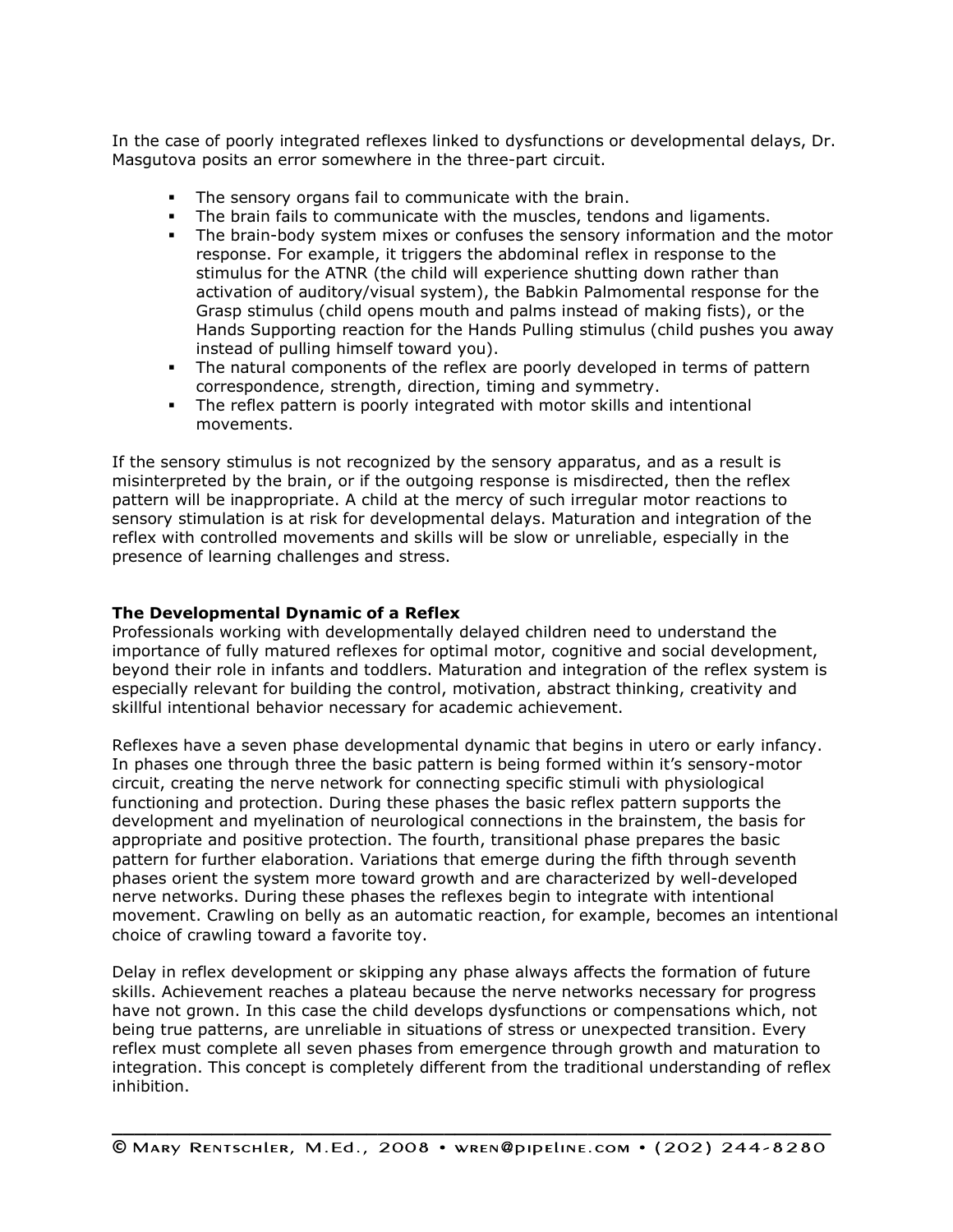In the case of poorly integrated reflexes linked to dysfunctions or developmental delays, Dr. Masgutova posits an error somewhere in the three-part circuit.

- The sensory organs fail to communicate with the brain.
- The brain fails to communicate with the muscles, tendons and ligaments.
- The brain-body system mixes or confuses the sensory information and the motor response. For example, it triggers the abdominal reflex in response to the stimulus for the ATNR (the child will experience shutting down rather than activation of auditory/visual system), the Babkin Palmomental response for the Grasp stimulus (child opens mouth and palms instead of making fists), or the Hands Supporting reaction for the Hands Pulling stimulus (child pushes you away instead of pulling himself toward you).
- The natural components of the reflex are poorly developed in terms of pattern correspondence, strength, direction, timing and symmetry.
- The reflex pattern is poorly integrated with motor skills and intentional movements.

If the sensory stimulus is not recognized by the sensory apparatus, and as a result is misinterpreted by the brain, or if the outgoing response is misdirected, then the reflex pattern will be inappropriate. A child at the mercy of such irregular motor reactions to sensory stimulation is at risk for developmental delays. Maturation and integration of the reflex with controlled movements and skills will be slow or unreliable, especially in the presence of learning challenges and stress.

**The Developmental Dynamic of a Reflex**

Professionals working with developmentally delayed children need to understand the importance of fully matured reflexes for optimal motor, cognitive and social development, beyond their role in infants and toddlers. Maturation and integration of the reflex system is especially relevant for building the control, motivation, abstract thinking, creativity and skillful intentional behavior necessary for academic achievement.

Reflexes have a seven phase developmental dynamic that begins in utero or early infancy. In phases one through three the basic pattern is being formed within it's sensory-motor circuit, creating the nerve network for connecting specific stimuli with physiological functioning and protection. During these phases the basic reflex pattern supports the development and myelination of neurological connections in the brainstem, the basis for appropriate and positive protection. The fourth, transitional phase prepares the basic pattern for further elaboration. Variations that emerge during the fifth through seventh phases orient the system more toward growth and are characterized by well-developed nerve networks. During these phases the reflexes begin to integrate with intentional movement. Crawling on belly as an automatic reaction, for example, becomes an intentional choice of crawling toward a favorite toy.

Delay in reflex development or skipping any phase always affects the formation of future skills. Achievement reaches a plateau because the nerve networks necessary for progress have not grown. In this case the child develops dysfunctions or compensations which, not being true patterns, are unreliable in situations of stress or unexpected transition. Every reflex must complete all seven phases from emergence through growth and maturation to integration. This concept is completely different from the traditional understanding of reflex inhibition.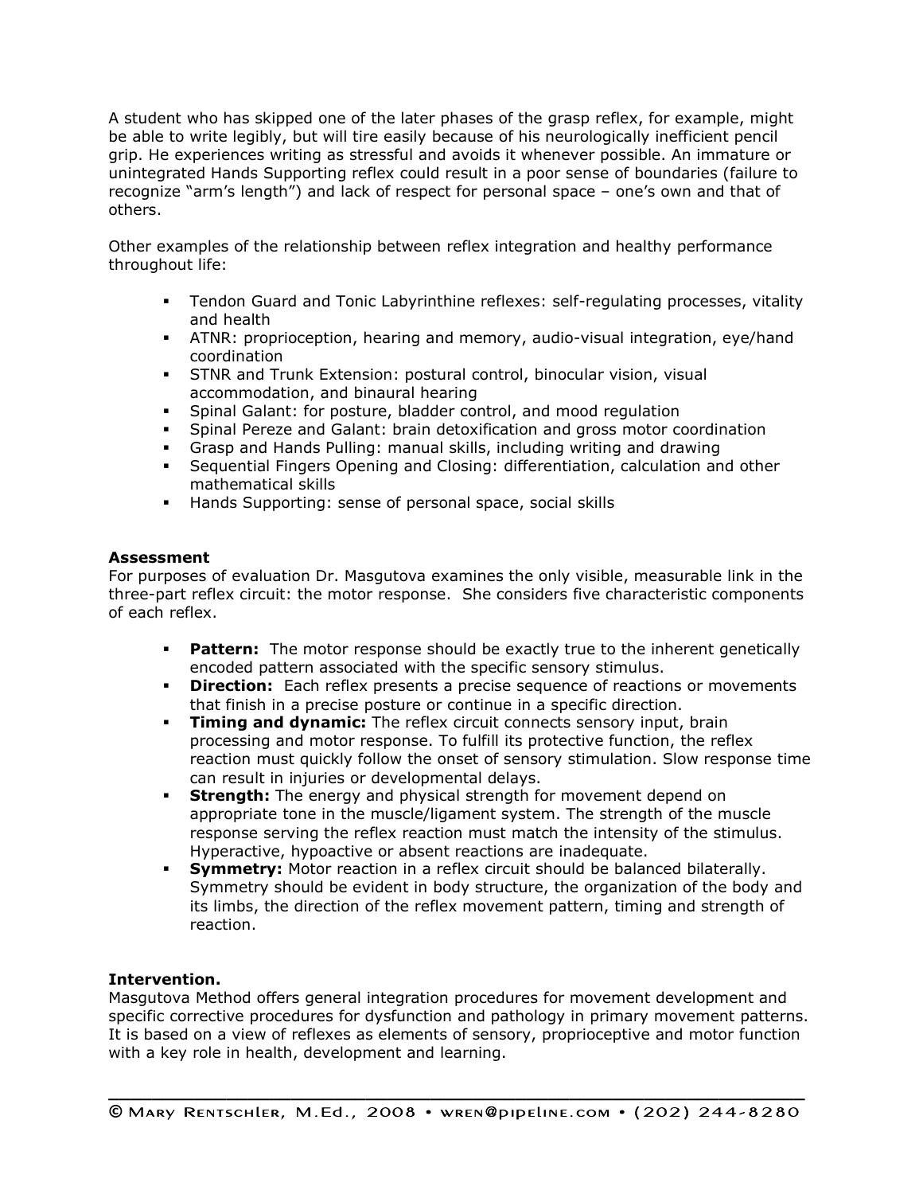A student who has skipped one of the later phases of the grasp reflex, for example, might be able to write legibly, but will tire easily because of his neurologically inefficient pencil grip. He experiences writing as stressful and avoids it whenever possible. An immature or unintegrated Hands Supporting reflex could result in a poor sense of boundaries (failure to recognize "arm's length") and lack of respect for personal space – one's own and that of others.

Other examples of the relationship between reflex integration and healthy performance throughout life:

- Tendon Guard and Tonic Labyrinthine reflexes: self-regulating processes, vitality and health
- ATNR: proprioception, hearing and memory, audio-visual integration, eye/hand coordination
- STNR and Trunk Extension: postural control, binocular vision, visual accommodation, and binaural hearing
- Spinal Galant: for posture, bladder control, and mood regulation
- Spinal Pereze and Galant: brain detoxification and gross motor coordination
- Grasp and Hands Pulling: manual skills, including writing and drawing
- Sequential Fingers Opening and Closing: differentiation, calculation and other mathematical skills
- Hands Supporting: sense of personal space, social skills

**Assessment**

For purposes of evaluation Dr. Masgutova examines the only visible, measurable link in the three-part reflex circuit: the motor response. She considers five characteristic components of each reflex.

- **Pattern:** The motor response should be exactly true to the inherent genetically encoded pattern associated with the specific sensory stimulus.
- **Direction:** Each reflex presents a precise sequence of reactions or movements that finish in a precise posture or continue in a specific direction.
- **Timing and dynamic:** The reflex circuit connects sensory input, brain processing and motor response. To fulfill its protective function, the reflex reaction must quickly follow the onset of sensory stimulation. Slow response time can result in injuries or developmental delays.
- **Strength:** The energy and physical strength for movement depend on appropriate tone in the muscle/ligament system. The strength of the muscle response serving the reflex reaction must match the intensity of the stimulus. Hyperactive, hypoactive or absent reactions are inadequate.
- **Symmetry:** Motor reaction in a reflex circuit should be balanced bilaterally. Symmetry should be evident in body structure, the organization of the body and its limbs, the direction of the reflex movement pattern, timing and strength of reaction.

**Intervention.**

Masgutova Method offers general integration procedures for movement development and specific corrective procedures for dysfunction and pathology in primary movement patterns. It is based on a view of reflexes as elements of sensory, proprioceptive and motor function with a key role in health, development and learning.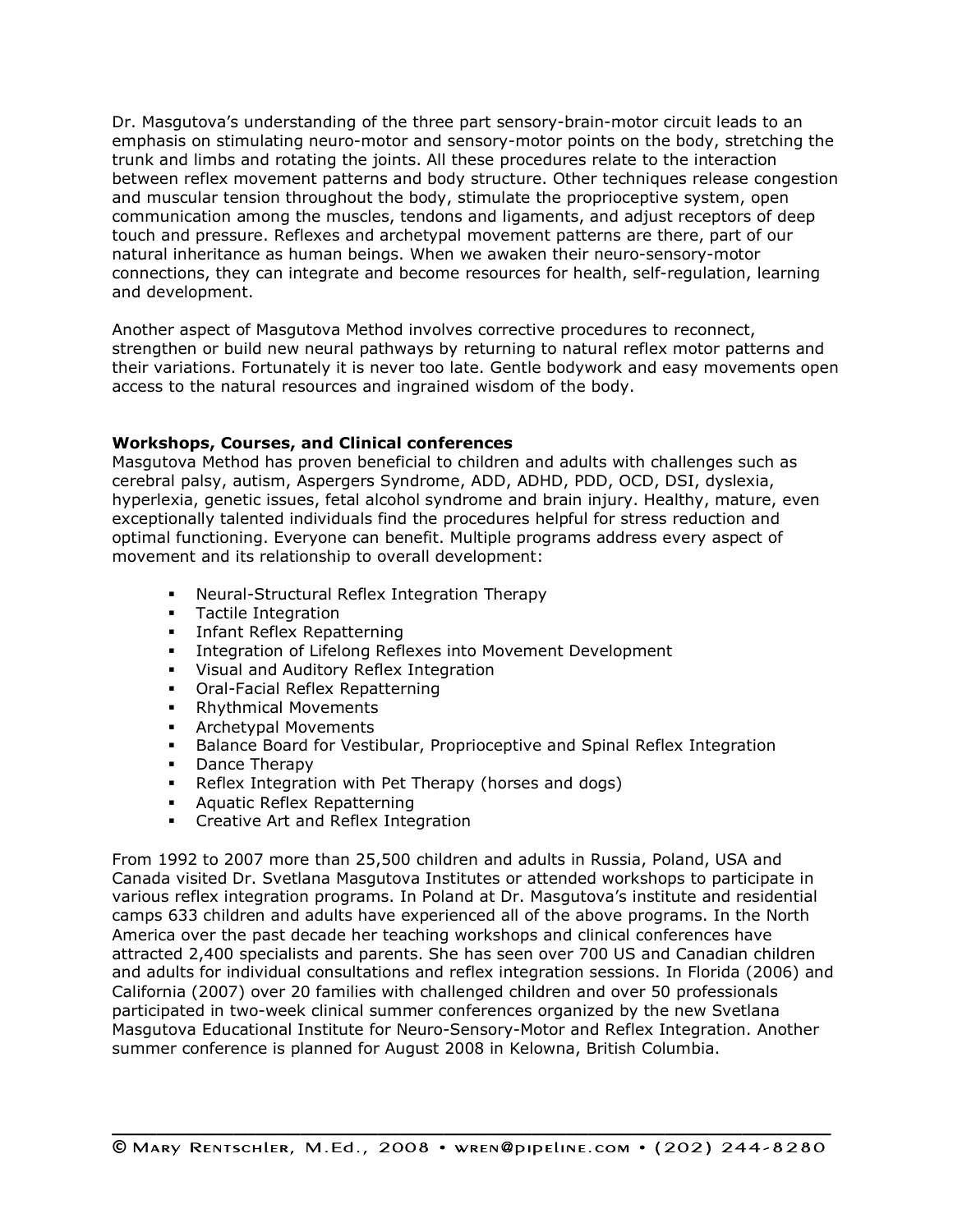Dr. Masgutova's understanding of the three part sensory-brain-motor circuit leads to an emphasis on stimulating neuro-motor and sensory-motor points on the body, stretching the trunk and limbs and rotating the joints. All these procedures relate to the interaction between reflex movement patterns and body structure. Other techniques release congestion and muscular tension throughout the body, stimulate the proprioceptive system, open communication among the muscles, tendons and ligaments, and adjust receptors of deep touch and pressure. Reflexes and archetypal movement patterns are there, part of our natural inheritance as human beings. When we awaken their neuro-sensory-motor connections, they can integrate and become resources for health, self-regulation, learning and development.

Another aspect of Masgutova Method involves corrective procedures to reconnect, strengthen or build new neural pathways by returning to natural reflex motor patterns and their variations. Fortunately it is never too late. Gentle bodywork and easy movements open access to the natural resources and ingrained wisdom of the body.

**Workshops, Courses, and Clinical conferences**

Masgutova Method has proven beneficial to children and adults with challenges such as cerebral palsy, autism, Aspergers Syndrome, ADD, ADHD, PDD, OCD, DSI, dyslexia, hyperlexia, genetic issues, fetal alcohol syndrome and brain injury. Healthy, mature, even exceptionally talented individuals find the procedures helpful for stress reduction and optimal functioning. Everyone can benefit. Multiple programs address every aspect of movement and its relationship to overall development:

- Neural-Structural Reflex Integration Therapy
- Tactile Integration
- Infant Reflex Repatterning
- Integration of Lifelong Reflexes into Movement Development
- Visual and Auditory Reflex Integration
- Oral-Facial Reflex Repatterning
- Rhythmical Movements
- Archetypal Movements
- Balance Board for Vestibular, Proprioceptive and Spinal Reflex Integration
- Dance Therapy
- Reflex Integration with Pet Therapy (horses and dogs)
- Aquatic Reflex Repatterning
- Creative Art and Reflex Integration

From 1992 to 2007 more than 25,500 children and adults in Russia, Poland, USA and Canada visited Dr. Svetlana Masgutova Institutes or attended workshops to participate in various reflex integration programs. In Poland at Dr. Masgutova's institute and residential camps 633 children and adults have experienced all of the above programs. In the North America over the past decade her teaching workshops and clinical conferences have attracted 2,400 specialists and parents. She has seen over 700 US and Canadian children and adults for individual consultations and reflex integration sessions. In Florida (2006) and California (2007) over 20 families with challenged children and over 50 professionals participated in two-week clinical summer conferences organized by the new Svetlana Masgutova Educational Institute for Neuro-Sensory-Motor and Reflex Integration. Another summer conference is planned for August 2008 in Kelowna, British Columbia.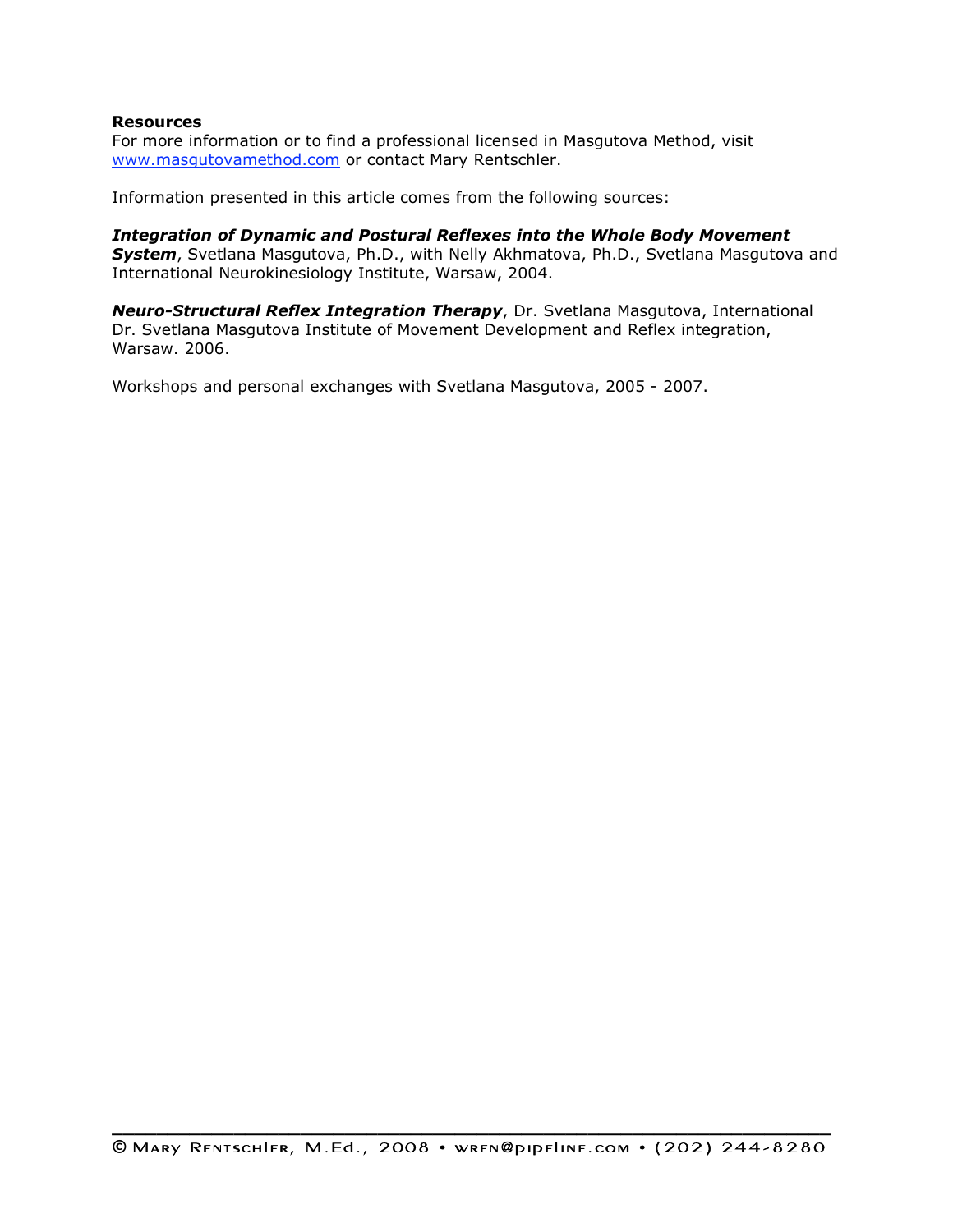**Resources**
For more information or to find a professional licensed in Masgutova Method, visit www.masgutovamethod.com or contact Mary Rentschler.

Information presented in this article comes from the following sources:

***Integration of Dynamic and Postural Reflexes into the Whole Body Movement System***, Svetlana Masgutova, Ph.D., with Nelly Akhmatova, Ph.D., Svetlana Masgutova and International Neurokinesiology Institute, Warsaw, 2004.

***Neuro-Structural Reflex Integration Therapy***, Dr. Svetlana Masgutova, International Dr. Svetlana Masgutova Institute of Movement Development and Reflex integration, Warsaw. 2006.

Workshops and personal exchanges with Svetlana Masgutova, 2005 - 2007.